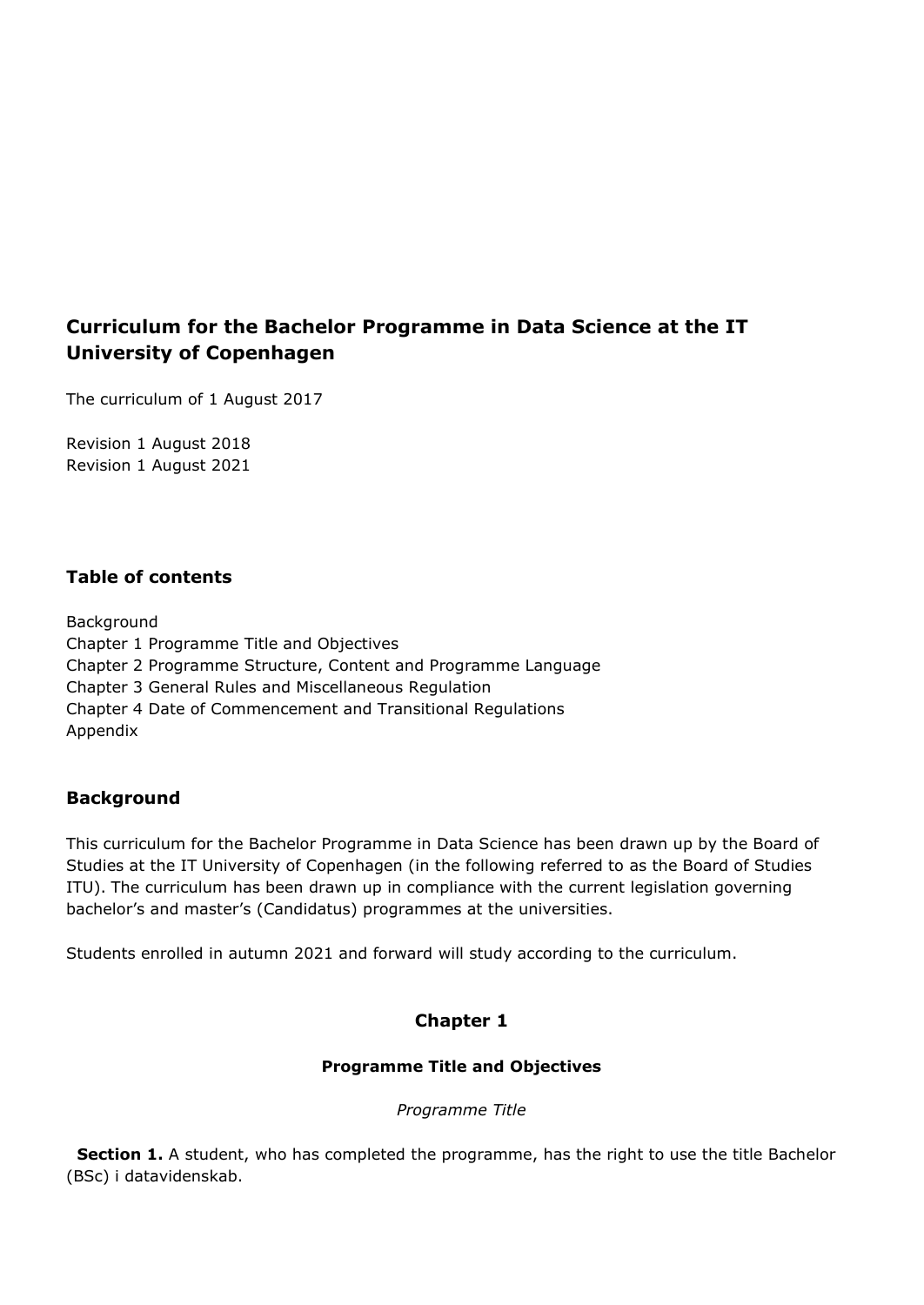# Curriculum for the Bachelor Programme in Data Science at the IT University of Copenhagen

The curriculum of 1 August 2017

Revision 1 August 2018
Revision 1 August 2021

## Table of contents

Background
Chapter 1 Programme Title and Objectives
Chapter 2 Programme Structure, Content and Programme Language
Chapter 3 General Rules and Miscellaneous Regulation
Chapter 4 Date of Commencement and Transitional Regulations
Appendix

## Background

This curriculum for the Bachelor Programme in Data Science has been drawn up by the Board of Studies at the IT University of Copenhagen (in the following referred to as the Board of Studies ITU). The curriculum has been drawn up in compliance with the current legislation governing bachelor's and master's (Candidatus) programmes at the universities.

Students enrolled in autumn 2021 and forward will study according to the curriculum.

## Chapter 1

### Programme Title and Objectives

*Programme Title*

**Section 1.** A student, who has completed the programme, has the right to use the title Bachelor (BSc) i datavidenskab.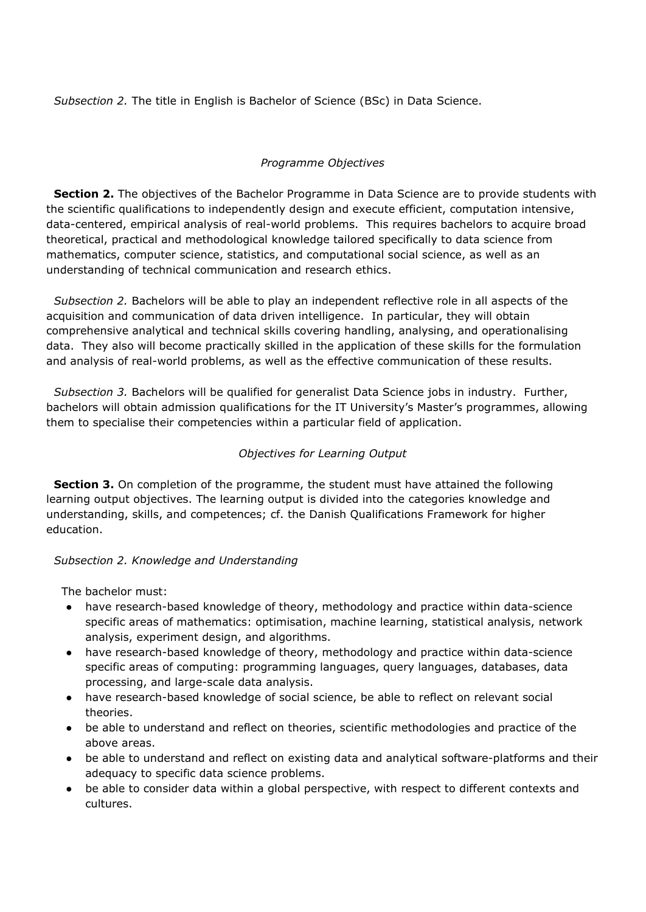*Subsection 2.* The title in English is Bachelor of Science (BSc) in Data Science.

*Programme Objectives*

**Section 2.** The objectives of the Bachelor Programme in Data Science are to provide students with the scientific qualifications to independently design and execute efficient, computation intensive, data-centered, empirical analysis of real-world problems. This requires bachelors to acquire broad theoretical, practical and methodological knowledge tailored specifically to data science from mathematics, computer science, statistics, and computational social science, as well as an understanding of technical communication and research ethics.

*Subsection 2.* Bachelors will be able to play an independent reflective role in all aspects of the acquisition and communication of data driven intelligence. In particular, they will obtain comprehensive analytical and technical skills covering handling, analysing, and operationalising data. They also will become practically skilled in the application of these skills for the formulation and analysis of real-world problems, as well as the effective communication of these results.

*Subsection 3.* Bachelors will be qualified for generalist Data Science jobs in industry. Further, bachelors will obtain admission qualifications for the IT University's Master's programmes, allowing them to specialise their competencies within a particular field of application.

*Objectives for Learning Output*

**Section 3.** On completion of the programme, the student must have attained the following learning output objectives. The learning output is divided into the categories knowledge and understanding, skills, and competences; cf. the Danish Qualifications Framework for higher education.

*Subsection 2. Knowledge and Understanding*

The bachelor must:

- have research-based knowledge of theory, methodology and practice within data-science specific areas of mathematics: optimisation, machine learning, statistical analysis, network analysis, experiment design, and algorithms.
- have research-based knowledge of theory, methodology and practice within data-science specific areas of computing: programming languages, query languages, databases, data processing, and large-scale data analysis.
- have research-based knowledge of social science, be able to reflect on relevant social theories.
- be able to understand and reflect on theories, scientific methodologies and practice of the above areas.
- be able to understand and reflect on existing data and analytical software-platforms and their adequacy to specific data science problems.
- be able to consider data within a global perspective, with respect to different contexts and cultures.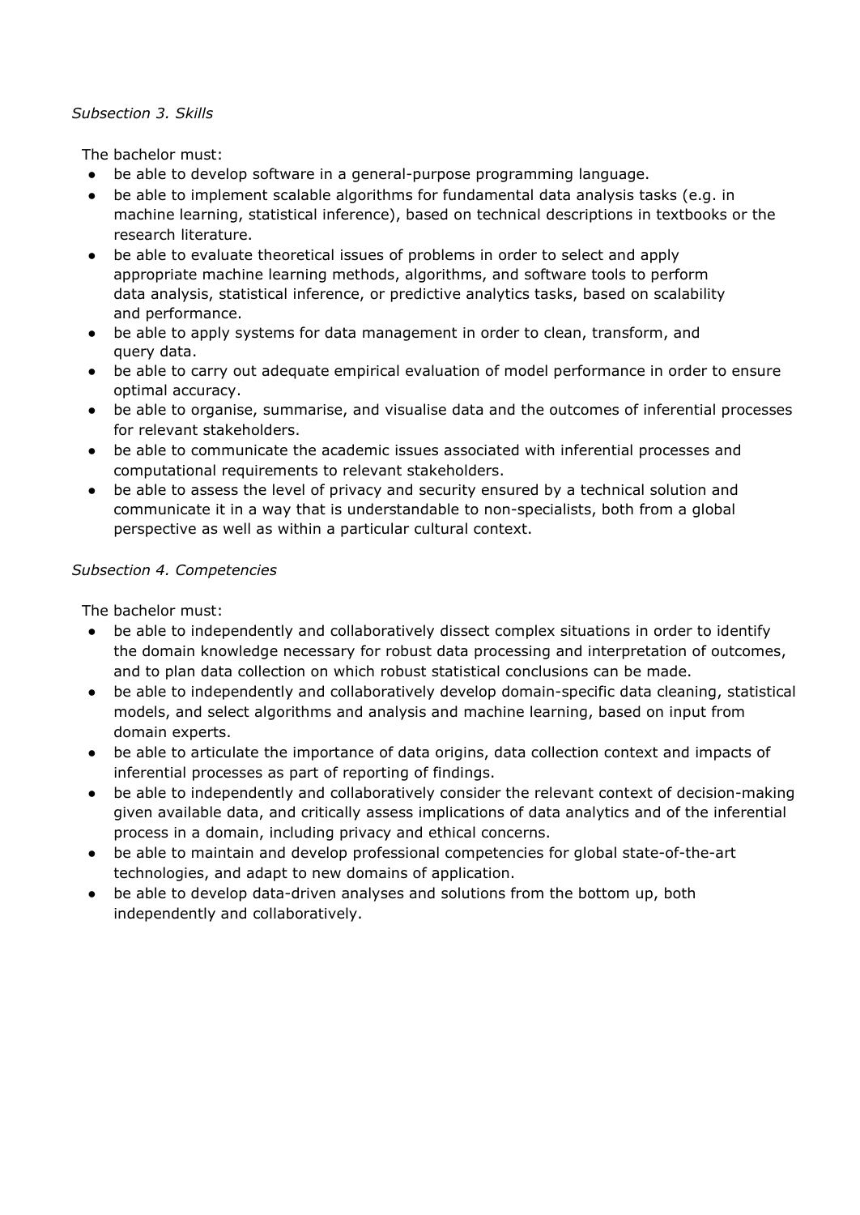*Subsection 3. Skills*

The bachelor must:

- be able to develop software in a general-purpose programming language.
- be able to implement scalable algorithms for fundamental data analysis tasks (e.g. in machine learning, statistical inference), based on technical descriptions in textbooks or the research literature.
- be able to evaluate theoretical issues of problems in order to select and apply appropriate machine learning methods, algorithms, and software tools to perform data analysis, statistical inference, or predictive analytics tasks, based on scalability and performance.
- be able to apply systems for data management in order to clean, transform, and query data.
- be able to carry out adequate empirical evaluation of model performance in order to ensure optimal accuracy.
- be able to organise, summarise, and visualise data and the outcomes of inferential processes for relevant stakeholders.
- be able to communicate the academic issues associated with inferential processes and computational requirements to relevant stakeholders.
- be able to assess the level of privacy and security ensured by a technical solution and communicate it in a way that is understandable to non-specialists, both from a global perspective as well as within a particular cultural context.

*Subsection 4. Competencies*

The bachelor must:

- be able to independently and collaboratively dissect complex situations in order to identify the domain knowledge necessary for robust data processing and interpretation of outcomes, and to plan data collection on which robust statistical conclusions can be made.
- be able to independently and collaboratively develop domain-specific data cleaning, statistical models, and select algorithms and analysis and machine learning, based on input from domain experts.
- be able to articulate the importance of data origins, data collection context and impacts of inferential processes as part of reporting of findings.
- be able to independently and collaboratively consider the relevant context of decision-making given available data, and critically assess implications of data analytics and of the inferential process in a domain, including privacy and ethical concerns.
- be able to maintain and develop professional competencies for global state-of-the-art technologies, and adapt to new domains of application.
- be able to develop data-driven analyses and solutions from the bottom up, both independently and collaboratively.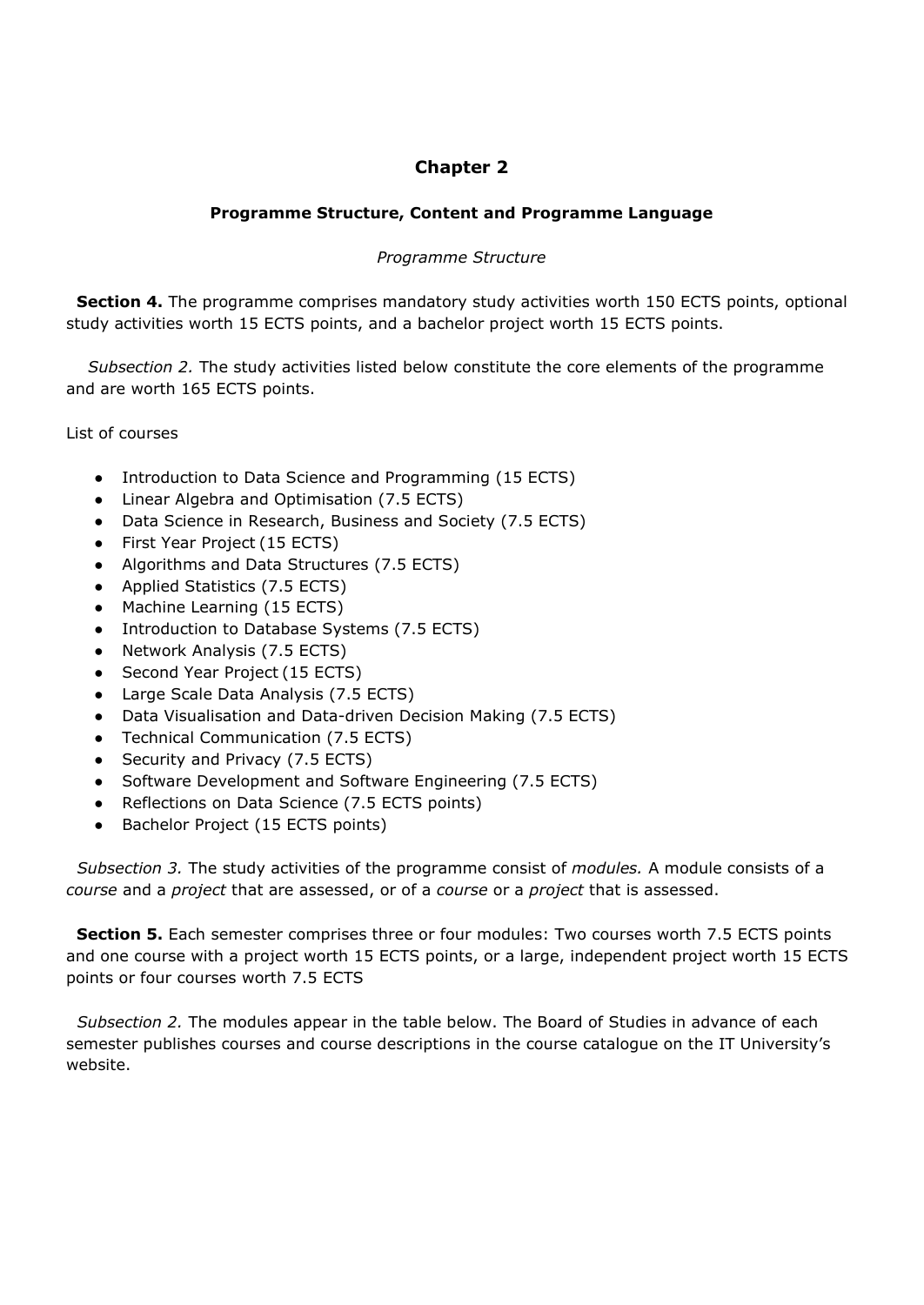# Chapter 2

## Programme Structure, Content and Programme Language

*Programme Structure*

**Section 4.** The programme comprises mandatory study activities worth 150 ECTS points, optional study activities worth 15 ECTS points, and a bachelor project worth 15 ECTS points.

*Subsection 2.* The study activities listed below constitute the core elements of the programme and are worth 165 ECTS points.

List of courses

- Introduction to Data Science and Programming (15 ECTS)
- Linear Algebra and Optimisation (7.5 ECTS)
- Data Science in Research, Business and Society (7.5 ECTS)
- First Year Project (15 ECTS)
- Algorithms and Data Structures (7.5 ECTS)
- Applied Statistics (7.5 ECTS)
- Machine Learning (15 ECTS)
- Introduction to Database Systems (7.5 ECTS)
- Network Analysis (7.5 ECTS)
- Second Year Project (15 ECTS)
- Large Scale Data Analysis (7.5 ECTS)
- Data Visualisation and Data-driven Decision Making (7.5 ECTS)
- Technical Communication (7.5 ECTS)
- Security and Privacy (7.5 ECTS)
- Software Development and Software Engineering (7.5 ECTS)
- Reflections on Data Science (7.5 ECTS points)
- Bachelor Project (15 ECTS points)

*Subsection 3.* The study activities of the programme consist of *modules.* A module consists of a *course* and a *project* that are assessed, or of a *course* or a *project* that is assessed.

**Section 5.** Each semester comprises three or four modules: Two courses worth 7.5 ECTS points and one course with a project worth 15 ECTS points, or a large, independent project worth 15 ECTS points or four courses worth 7.5 ECTS

*Subsection 2.* The modules appear in the table below. The Board of Studies in advance of each semester publishes courses and course descriptions in the course catalogue on the IT University's website.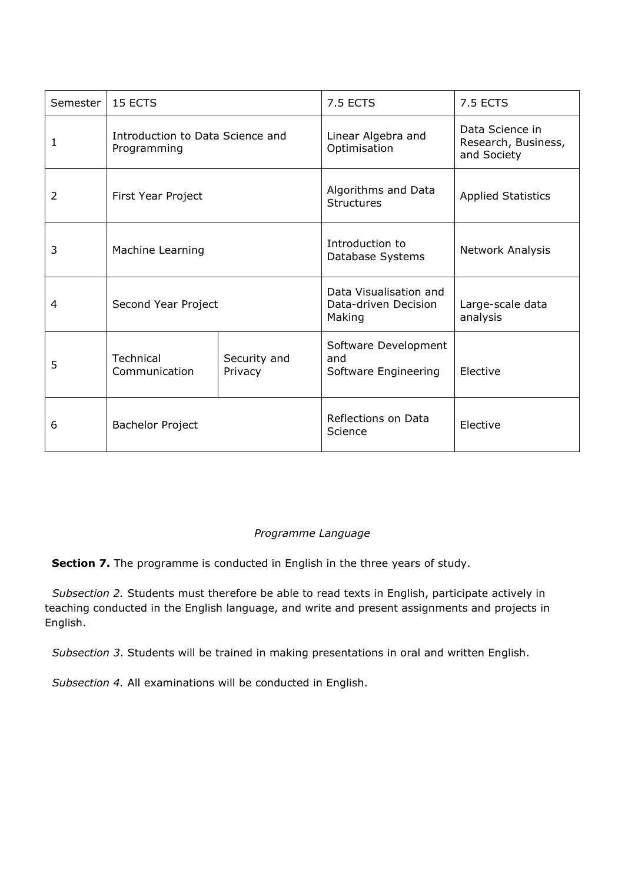| Semester | 15 ECTS | | 7.5 ECTS | 7.5 ECTS |
|---|---|---|---|---|
| 1 | Introduction to Data Science and Programming | | Linear Algebra and Optimisation | Data Science in Research, Business, and Society |
| 2 | First Year Project | | Algorithms and Data Structures | Applied Statistics |
| 3 | Machine Learning | | Introduction to Database Systems | Network Analysis |
| 4 | Second Year Project | | Data Visualisation and Data-driven Decision Making | Large-scale data analysis |
| 5 | Technical Communication | Security and Privacy | Software Development and Software Engineering | Elective |
| 6 | Bachelor Project | | Reflections on Data Science | Elective |

*Programme Language*

**Section 7.** The programme is conducted in English in the three years of study.

*Subsection 2.* Students must therefore be able to read texts in English, participate actively in teaching conducted in the English language, and write and present assignments and projects in English.

*Subsection 3*. Students will be trained in making presentations in oral and written English.

*Subsection 4.* All examinations will be conducted in English.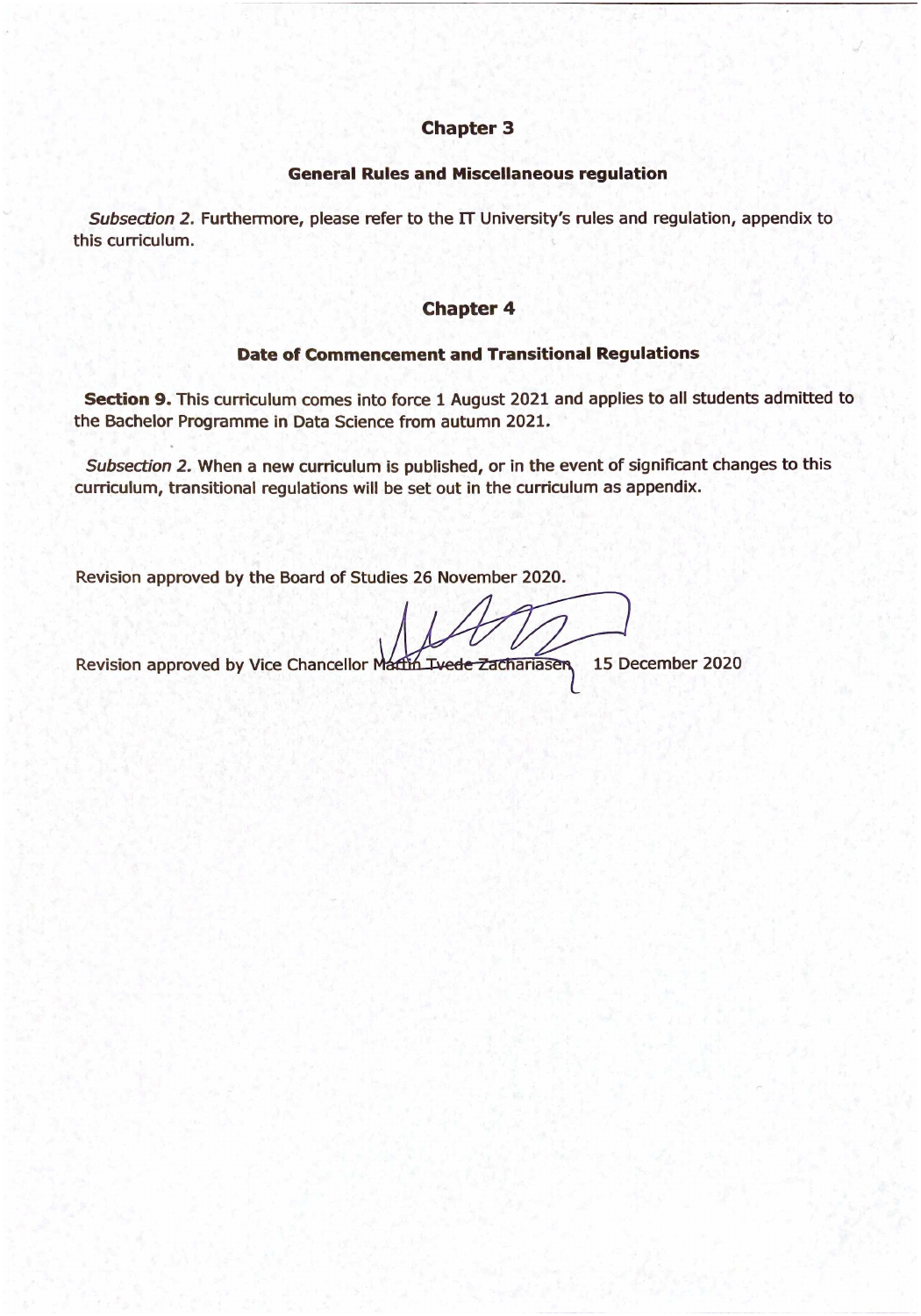## Chapter 3

### General Rules and Miscellaneous regulation

*Subsection 2.* Furthermore, please refer to the IT University's rules and regulation, appendix to this curriculum.

## Chapter 4

### Date of Commencement and Transitional Regulations

**Section 9.** This curriculum comes into force 1 August 2021 and applies to all students admitted to the Bachelor Programme in Data Science from autumn 2021.

*Subsection 2.* When a new curriculum is published, or in the event of significant changes to this curriculum, transitional regulations will be set out in the curriculum as appendix.

Revision approved by the Board of Studies 26 November 2020.

Revision approved by Vice Chancellor Martin Tvede Zachariasen 15 December 2020